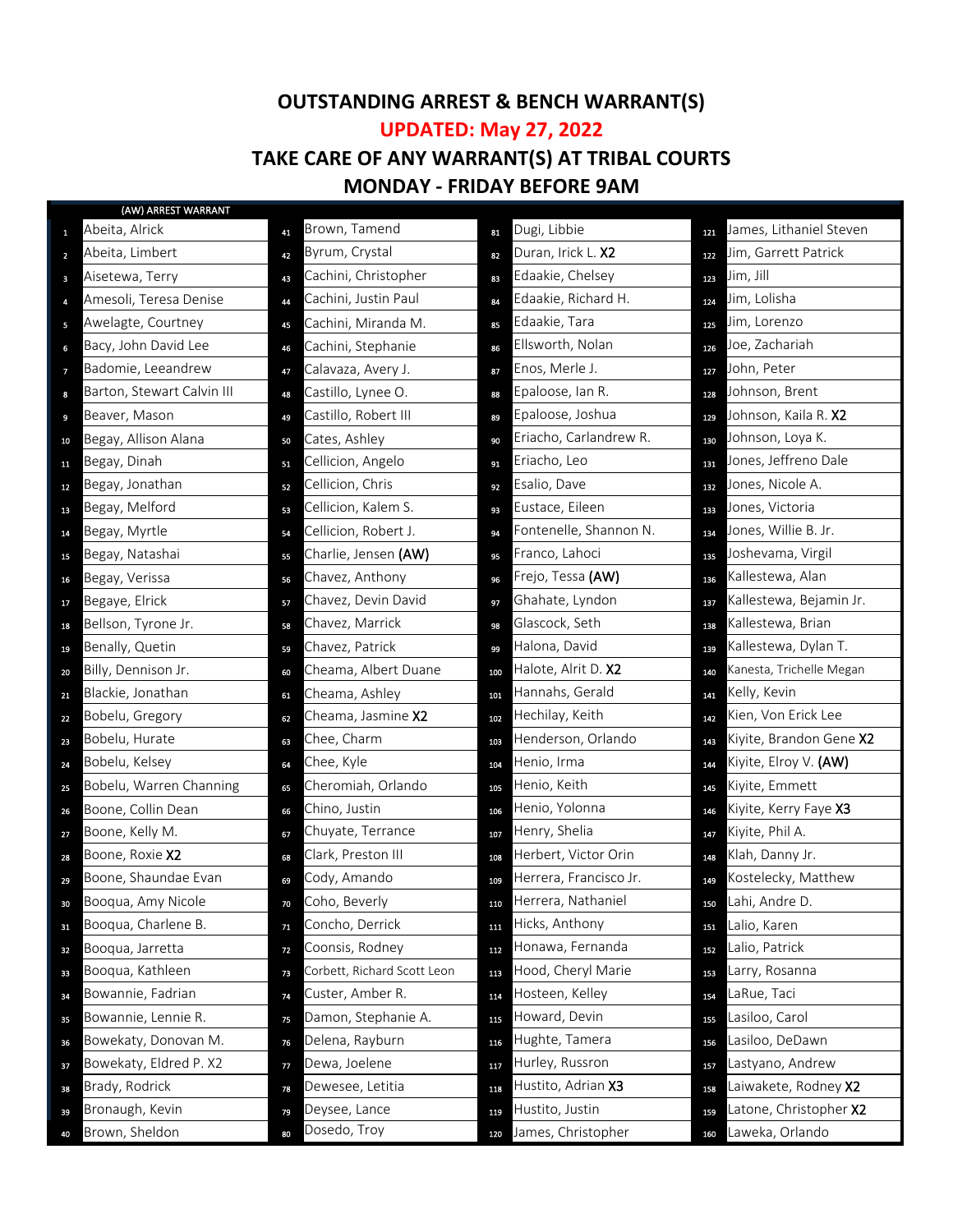# OUTSTANDING ARREST & BENCH WARRANT(S)

## UPDATED: May 27, 2022

## TAKE CARE OF ANY WARRANT(S) AT TRIBAL COURTS MONDAY - FRIDAY BEFORE 9AM

(AW) ARREST WARRANT

| # | Name | # | Name | # | Name | # | Name |
|---|---|---|---|---|---|---|---|
| 1 | Abeita, Alrick | 41 | Brown, Tamend | 81 | Dugi, Libbie | 121 | James, Lithaniel Steven |
| 2 | Abeita, Limbert | 42 | Byrum, Crystal | 82 | Duran, Irick L. **X2** | 122 | Jim, Garrett Patrick |
| 3 | Aisetewa, Terry | 43 | Cachini, Christopher | 83 | Edaakie, Chelsey | 123 | Jim, Jill |
| 4 | Amesoli, Teresa Denise | 44 | Cachini, Justin Paul | 84 | Edaakie, Richard H. | 124 | Jim, Lolisha |
| 5 | Awelagte, Courtney | 45 | Cachini, Miranda M. | 85 | Edaakie, Tara | 125 | Jim, Lorenzo |
| 6 | Bacy, John David Lee | 46 | Cachini, Stephanie | 86 | Ellsworth, Nolan | 126 | Joe, Zachariah |
| 7 | Badomie, Leeandrew | 47 | Calavaza, Avery J. | 87 | Enos, Merle J. | 127 | John, Peter |
| 8 | Barton, Stewart Calvin III | 48 | Castillo, Lynee O. | 88 | Epaloose, Ian R. | 128 | Johnson, Brent |
| 9 | Beaver, Mason | 49 | Castillo, Robert III | 89 | Epaloose, Joshua | 129 | Johnson, Kaila R. **X2** |
| 10 | Begay, Allison Alana | 50 | Cates, Ashley | 90 | Eriacho, Carlandrew R. | 130 | Johnson, Loya K. |
| 11 | Begay, Dinah | 51 | Cellicion, Angelo | 91 | Eriacho, Leo | 131 | Jones, Jeffreno Dale |
| 12 | Begay, Jonathan | 52 | Cellicion, Chris | 92 | Esalio, Dave | 132 | Jones, Nicole A. |
| 13 | Begay, Melford | 53 | Cellicion, Kalem S. | 93 | Eustace, Eileen | 133 | Jones, Victoria |
| 14 | Begay, Myrtle | 54 | Cellicion, Robert J. | 94 | Fontenelle, Shannon N. | 134 | Jones, Willie B. Jr. |
| 15 | Begay, Natashai | 55 | Charlie, Jensen **(AW)** | 95 | Franco, Lahoci | 135 | Joshevama, Virgil |
| 16 | Begay, Verissa | 56 | Chavez, Anthony | 96 | Frejo, Tessa **(AW)** | 136 | Kallestewa, Alan |
| 17 | Begaye, Elrick | 57 | Chavez, Devin David | 97 | Ghahate, Lyndon | 137 | Kallestewa, Bejamin Jr. |
| 18 | Bellson, Tyrone Jr. | 58 | Chavez, Marrick | 98 | Glascock, Seth | 138 | Kallestewa, Brian |
| 19 | Benally, Quetin | 59 | Chavez, Patrick | 99 | Halona, David | 139 | Kallestewa, Dylan T. |
| 20 | Billy, Dennison Jr. | 60 | Cheama, Albert Duane | 100 | Halote, Alrit D. **X2** | 140 | Kanesta, Trichelle Megan |
| 21 | Blackie, Jonathan | 61 | Cheama, Ashley | 101 | Hannahs, Gerald | 141 | Kelly, Kevin |
| 22 | Bobelu, Gregory | 62 | Cheama, Jasmine **X2** | 102 | Hechilay, Keith | 142 | Kien, Von Erick Lee |
| 23 | Bobelu, Hurate | 63 | Chee, Charm | 103 | Henderson, Orlando | 143 | Kiyite, Brandon Gene **X2** |
| 24 | Bobelu, Kelsey | 64 | Chee, Kyle | 104 | Henio, Irma | 144 | Kiyite, Elroy V. **(AW)** |
| 25 | Bobelu, Warren Channing | 65 | Cheromiah, Orlando | 105 | Henio, Keith | 145 | Kiyite, Emmett |
| 26 | Boone, Collin Dean | 66 | Chino, Justin | 106 | Henio, Yolonna | 146 | Kiyite, Kerry Faye **X3** |
| 27 | Boone, Kelly M. | 67 | Chuyate, Terrance | 107 | Henry, Shelia | 147 | Kiyite, Phil A. |
| 28 | Boone, Roxie **X2** | 68 | Clark, Preston III | 108 | Herbert, Victor Orin | 148 | Klah, Danny Jr. |
| 29 | Boone, Shaundae Evan | 69 | Cody, Amando | 109 | Herrera, Francisco Jr. | 149 | Kostelecky, Matthew |
| 30 | Booqua, Amy Nicole | 70 | Coho, Beverly | 110 | Herrera, Nathaniel | 150 | Lahi, Andre D. |
| 31 | Booqua, Charlene B. | 71 | Concho, Derrick | 111 | Hicks, Anthony | 151 | Lalio, Karen |
| 32 | Booqua, Jarretta | 72 | Coonsis, Rodney | 112 | Honawa, Fernanda | 152 | Lalio, Patrick |
| 33 | Booqua, Kathleen | 73 | Corbett, Richard Scott Leon | 113 | Hood, Cheryl Marie | 153 | Larry, Rosanna |
| 34 | Bowannie, Fadrian | 74 | Custer, Amber R. | 114 | Hosteen, Kelley | 154 | LaRue, Taci |
| 35 | Bowannie, Lennie R. | 75 | Damon, Stephanie A. | 115 | Howard, Devin | 155 | Lasiloo, Carol |
| 36 | Bowekaty, Donovan M. | 76 | Delena, Rayburn | 116 | Hughte, Tamera | 156 | Lasiloo, DeDawn |
| 37 | Bowekaty, Eldred P. X2 | 77 | Dewa, Joelene | 117 | Hurley, Russron | 157 | Lastyano, Andrew |
| 38 | Brady, Rodrick | 78 | Dewesee, Letitia | 118 | Hustito, Adrian **X3** | 158 | Laiwakete, Rodney **X2** |
| 39 | Bronaugh, Kevin | 79 | Deysee, Lance | 119 | Hustito, Justin | 159 | Latone, Christopher **X2** |
| 40 | Brown, Sheldon | 80 | Dosedo, Troy | 120 | James, Christopher | 160 | Laweka, Orlando |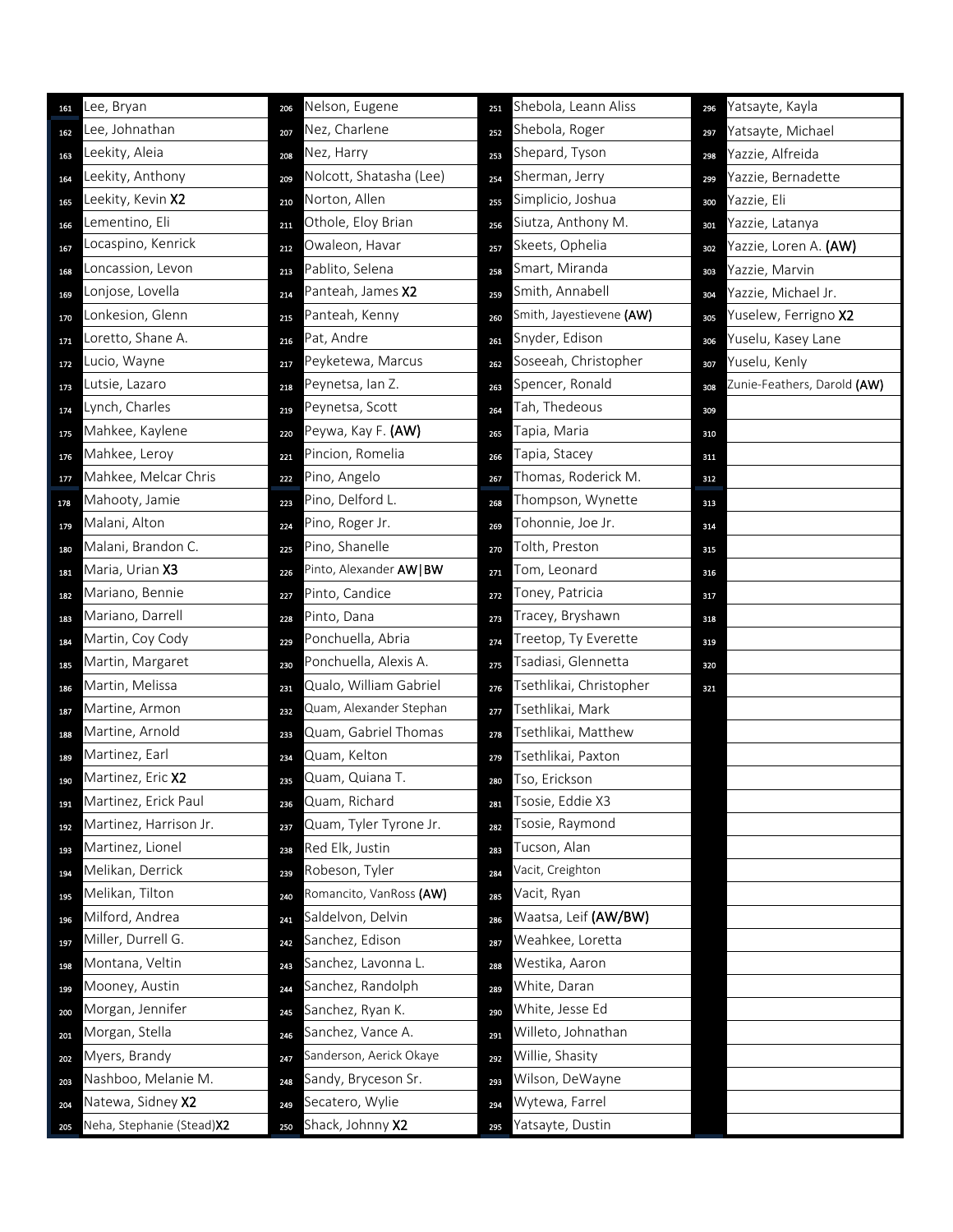| | | | | | | | |
|---|---|---|---|---|---|---|---|
| 161 | Lee, Bryan | 206 | Nelson, Eugene | 251 | Shebola, Leann Aliss | 296 | Yatsayte, Kayla |
| 162 | Lee, Johnathan | 207 | Nez, Charlene | 252 | Shebola, Roger | 297 | Yatsayte, Michael |
| 163 | Leekity, Aleia | 208 | Nez, Harry | 253 | Shepard, Tyson | 298 | Yazzie, Alfreida |
| 164 | Leekity, Anthony | 209 | Nolcott, Shatasha (Lee) | 254 | Sherman, Jerry | 299 | Yazzie, Bernadette |
| 165 | Leekity, Kevin **X2** | 210 | Norton, Allen | 255 | Simplicio, Joshua | 300 | Yazzie, Eli |
| 166 | Lementino, Eli | 211 | Othole, Eloy Brian | 256 | Siutza, Anthony M. | 301 | Yazzie, Latanya |
| 167 | Locaspino, Kenrick | 212 | Owaleon, Havar | 257 | Skeets, Ophelia | 302 | Yazzie, Loren A. **(AW)** |
| 168 | Loncassion, Levon | 213 | Pablito, Selena | 258 | Smart, Miranda | 303 | Yazzie, Marvin |
| 169 | Lonjose, Lovella | 214 | Panteah, James **X2** | 259 | Smith, Annabell | 304 | Yazzie, Michael Jr. |
| 170 | Lonkesion, Glenn | 215 | Panteah, Kenny | 260 | Smith, Jayestievene **(AW)** | 305 | Yuselew, Ferrigno **X2** |
| 171 | Loretto, Shane A. | 216 | Pat, Andre | 261 | Snyder, Edison | 306 | Yuselu, Kasey Lane |
| 172 | Lucio, Wayne | 217 | Peyketewa, Marcus | 262 | Soseeah, Christopher | 307 | Yuselu, Kenly |
| 173 | Lutsie, Lazaro | 218 | Peynetsa, Ian Z. | 263 | Spencer, Ronald | 308 | Zunie-Feathers, Darold **(AW)** |
| 174 | Lynch, Charles | 219 | Peynetsa, Scott | 264 | Tah, Thedeous | 309 | |
| 175 | Mahkee, Kaylene | 220 | Peywa, Kay F. **(AW)** | 265 | Tapia, Maria | 310 | |
| 176 | Mahkee, Leroy | 221 | Pincion, Romelia | 266 | Tapia, Stacey | 311 | |
| 177 | Mahkee, Melcar Chris | 222 | Pino, Angelo | 267 | Thomas, Roderick M. | 312 | |
| 178 | Mahooty, Jamie | 223 | Pino, Delford L. | 268 | Thompson, Wynette | 313 | |
| 179 | Malani, Alton | 224 | Pino, Roger Jr. | 269 | Tohonnie, Joe Jr. | 314 | |
| 180 | Malani, Brandon C. | 225 | Pino, Shanelle | 270 | Tolth, Preston | 315 | |
| 181 | Maria, Urian **X3** | 226 | Pinto, Alexander **AW\|BW** | 271 | Tom, Leonard | 316 | |
| 182 | Mariano, Bennie | 227 | Pinto, Candice | 272 | Toney, Patricia | 317 | |
| 183 | Mariano, Darrell | 228 | Pinto, Dana | 273 | Tracey, Bryshawn | 318 | |
| 184 | Martin, Coy Cody | 229 | Ponchuella, Abria | 274 | Treetop, Ty Everette | 319 | |
| 185 | Martin, Margaret | 230 | Ponchuella, Alexis A. | 275 | Tsadiasi, Glennetta | 320 | |
| 186 | Martin, Melissa | 231 | Qualo, William Gabriel | 276 | Tsethlikai, Christopher | 321 | |
| 187 | Martine, Armon | 232 | Quam, Alexander Stephan | 277 | Tsethlikai, Mark | | |
| 188 | Martine, Arnold | 233 | Quam, Gabriel Thomas | 278 | Tsethlikai, Matthew | | |
| 189 | Martinez, Earl | 234 | Quam, Kelton | 279 | Tsethlikai, Paxton | | |
| 190 | Martinez, Eric **X2** | 235 | Quam, Quiana T. | 280 | Tso, Erickson | | |
| 191 | Martinez, Erick Paul | 236 | Quam, Richard | 281 | Tsosie, Eddie X3 | | |
| 192 | Martinez, Harrison Jr. | 237 | Quam, Tyler Tyrone Jr. | 282 | Tsosie, Raymond | | |
| 193 | Martinez, Lionel | 238 | Red Elk, Justin | 283 | Tucson, Alan | | |
| 194 | Melikan, Derrick | 239 | Robeson, Tyler | 284 | Vacit, Creighton | | |
| 195 | Melikan, Tilton | 240 | Romancito, VanRoss **(AW)** | 285 | Vacit, Ryan | | |
| 196 | Milford, Andrea | 241 | Saldelvon, Delvin | 286 | Waatsa, Leif **(AW/BW)** | | |
| 197 | Miller, Durrell G. | 242 | Sanchez, Edison | 287 | Weahkee, Loretta | | |
| 198 | Montana, Veltin | 243 | Sanchez, Lavonna L. | 288 | Westika, Aaron | | |
| 199 | Mooney, Austin | 244 | Sanchez, Randolph | 289 | White, Daran | | |
| 200 | Morgan, Jennifer | 245 | Sanchez, Ryan K. | 290 | White, Jesse Ed | | |
| 201 | Morgan, Stella | 246 | Sanchez, Vance A. | 291 | Willeto, Johnathan | | |
| 202 | Myers, Brandy | 247 | Sanderson, Aerick Okaye | 292 | Willie, Shasity | | |
| 203 | Nashboo, Melanie M. | 248 | Sandy, Bryceson Sr. | 293 | Wilson, DeWayne | | |
| 204 | Natewa, Sidney **X2** | 249 | Secatero, Wylie | 294 | Wytewa, Farrel | | |
| 205 | Neha, Stephanie (Stead)**X2** | 250 | Shack, Johnny **X2** | 295 | Yatsayte, Dustin | | |